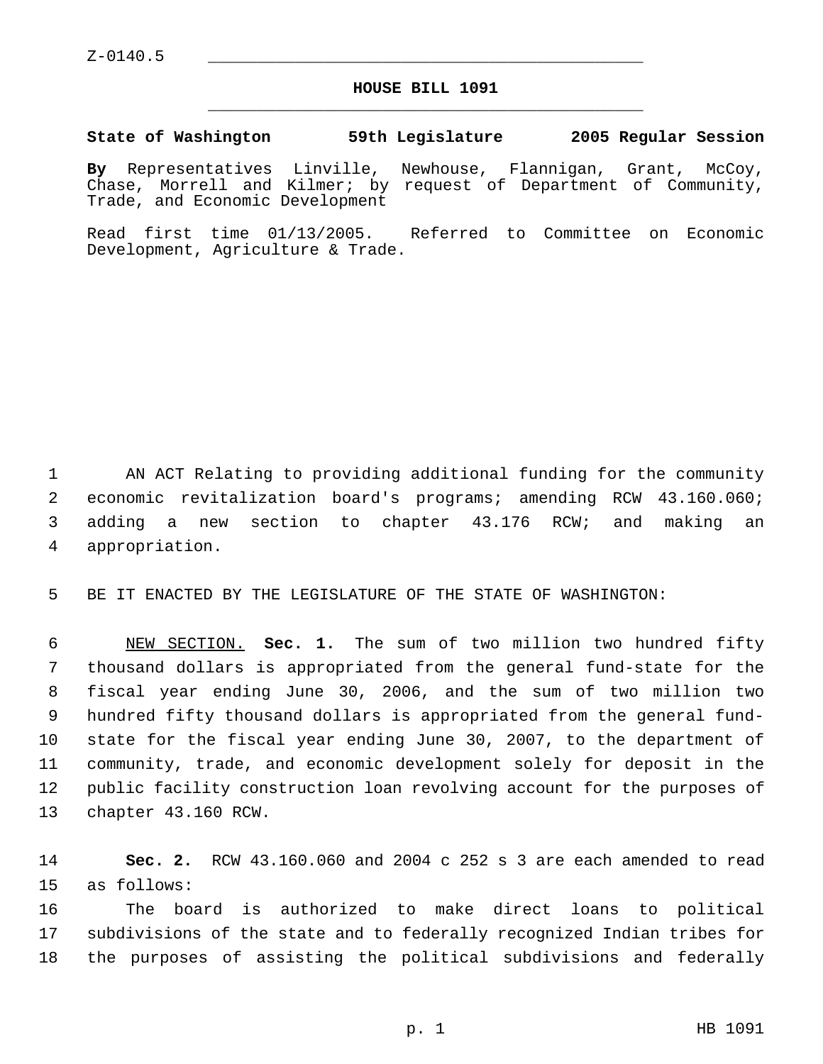Z-0140.5

# HOUSE BILL 1091

**State of Washington 59th Legislature 2005 Regular Session**

**By** Representatives Linville, Newhouse, Flannigan, Grant, McCoy, Chase, Morrell and Kilmer; by request of Department of Community, Trade, and Economic Development

Read first time 01/13/2005. Referred to Committee on Economic Development, Agriculture & Trade.

AN ACT Relating to providing additional funding for the community economic revitalization board's programs; amending RCW 43.160.060; adding a new section to chapter 43.176 RCW; and making an appropriation.

BE IT ENACTED BY THE LEGISLATURE OF THE STATE OF WASHINGTON:

NEW SECTION. **Sec. 1.** The sum of two million two hundred fifty thousand dollars is appropriated from the general fund-state for the fiscal year ending June 30, 2006, and the sum of two million two hundred fifty thousand dollars is appropriated from the general fund-state for the fiscal year ending June 30, 2007, to the department of community, trade, and economic development solely for deposit in the public facility construction loan revolving account for the purposes of chapter 43.160 RCW.

**Sec. 2.** RCW 43.160.060 and 2004 c 252 s 3 are each amended to read as follows:

The board is authorized to make direct loans to political subdivisions of the state and to federally recognized Indian tribes for the purposes of assisting the political subdivisions and federally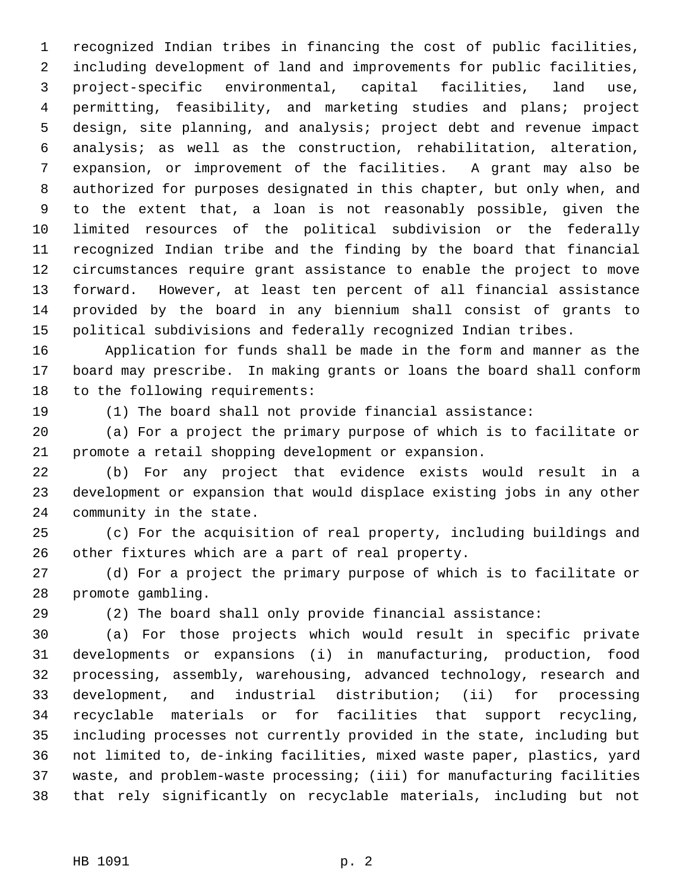recognized Indian tribes in financing the cost of public facilities, including development of land and improvements for public facilities, project-specific environmental, capital facilities, land use, permitting, feasibility, and marketing studies and plans; project design, site planning, and analysis; project debt and revenue impact analysis; as well as the construction, rehabilitation, alteration, expansion, or improvement of the facilities. A grant may also be authorized for purposes designated in this chapter, but only when, and to the extent that, a loan is not reasonably possible, given the limited resources of the political subdivision or the federally recognized Indian tribe and the finding by the board that financial circumstances require grant assistance to enable the project to move forward. However, at least ten percent of all financial assistance provided by the board in any biennium shall consist of grants to political subdivisions and federally recognized Indian tribes.

Application for funds shall be made in the form and manner as the board may prescribe. In making grants or loans the board shall conform to the following requirements:

(1) The board shall not provide financial assistance:

(a) For a project the primary purpose of which is to facilitate or promote a retail shopping development or expansion.

(b) For any project that evidence exists would result in a development or expansion that would displace existing jobs in any other community in the state.

(c) For the acquisition of real property, including buildings and other fixtures which are a part of real property.

(d) For a project the primary purpose of which is to facilitate or promote gambling.

(2) The board shall only provide financial assistance:

(a) For those projects which would result in specific private developments or expansions (i) in manufacturing, production, food processing, assembly, warehousing, advanced technology, research and development, and industrial distribution; (ii) for processing recyclable materials or for facilities that support recycling, including processes not currently provided in the state, including but not limited to, de-inking facilities, mixed waste paper, plastics, yard waste, and problem-waste processing; (iii) for manufacturing facilities that rely significantly on recyclable materials, including but not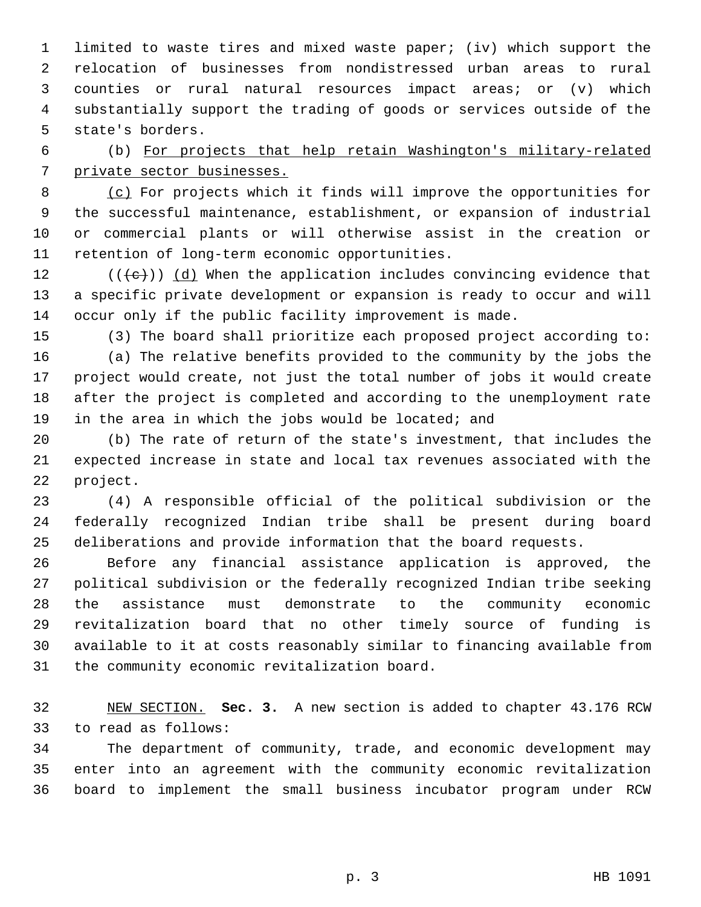limited to waste tires and mixed waste paper; (iv) which support the relocation of businesses from nondistressed urban areas to rural counties or rural natural resources impact areas; or (v) which substantially support the trading of goods or services outside of the state's borders.

(b) For projects that help retain Washington's military-related private sector businesses.

(c) For projects which it finds will improve the opportunities for the successful maintenance, establishment, or expansion of industrial or commercial plants or will otherwise assist in the creation or retention of long-term economic opportunities.

((~~(c)~~)) (d) When the application includes convincing evidence that a specific private development or expansion is ready to occur and will occur only if the public facility improvement is made.

(3) The board shall prioritize each proposed project according to:

(a) The relative benefits provided to the community by the jobs the project would create, not just the total number of jobs it would create after the project is completed and according to the unemployment rate in the area in which the jobs would be located; and

(b) The rate of return of the state's investment, that includes the expected increase in state and local tax revenues associated with the project.

(4) A responsible official of the political subdivision or the federally recognized Indian tribe shall be present during board deliberations and provide information that the board requests.

Before any financial assistance application is approved, the political subdivision or the federally recognized Indian tribe seeking the assistance must demonstrate to the community economic revitalization board that no other timely source of funding is available to it at costs reasonably similar to financing available from the community economic revitalization board.

NEW SECTION. **Sec. 3.** A new section is added to chapter 43.176 RCW to read as follows:

The department of community, trade, and economic development may enter into an agreement with the community economic revitalization board to implement the small business incubator program under RCW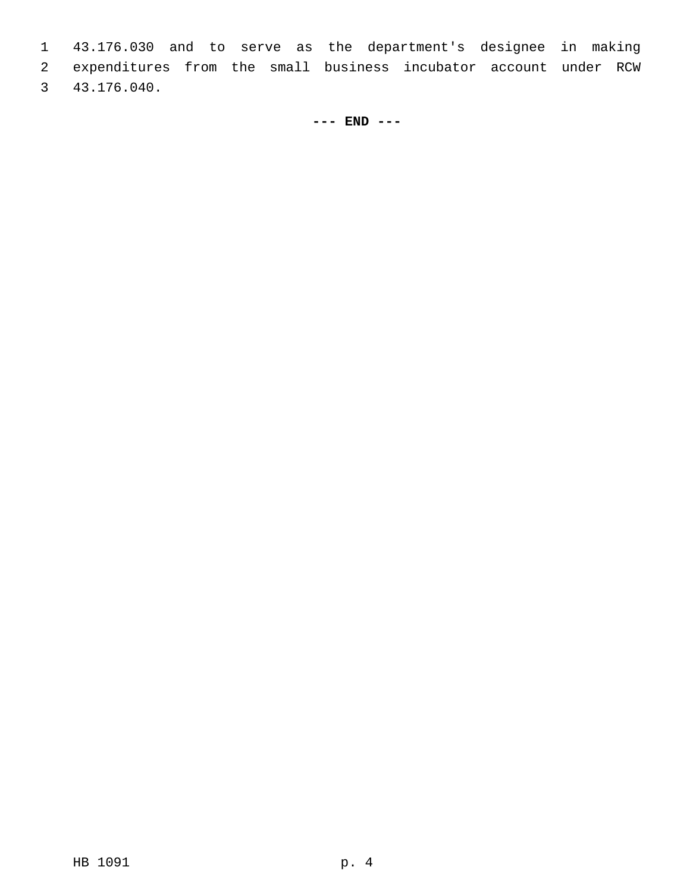43.176.030 and to serve as the department's designee in making expenditures from the small business incubator account under RCW 43.176.040.

**--- END ---**